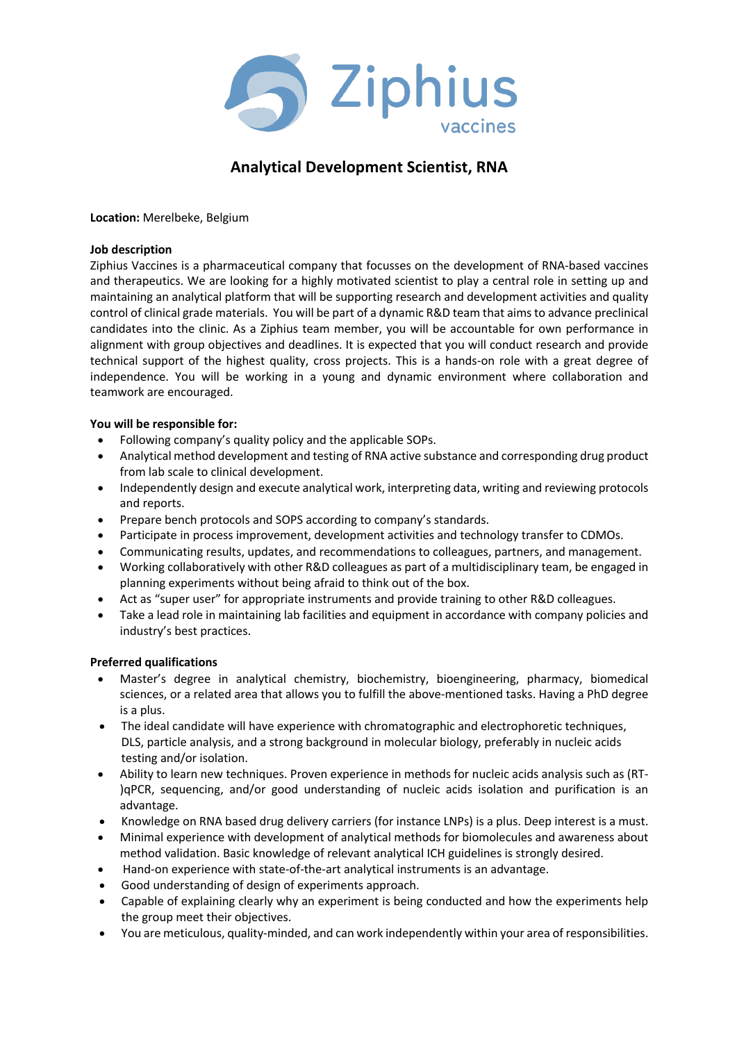Ziphius vaccines

# Analytical Development Scientist, RNA

**Location:** Merelbeke, Belgium

**Job description**

Ziphius Vaccines is a pharmaceutical company that focusses on the development of RNA-based vaccines and therapeutics. We are looking for a highly motivated scientist to play a central role in setting up and maintaining an analytical platform that will be supporting research and development activities and quality control of clinical grade materials. You will be part of a dynamic R&D team that aims to advance preclinical candidates into the clinic. As a Ziphius team member, you will be accountable for own performance in alignment with group objectives and deadlines. It is expected that you will conduct research and provide technical support of the highest quality, cross projects. This is a hands-on role with a great degree of independence. You will be working in a young and dynamic environment where collaboration and teamwork are encouraged.

**You will be responsible for:**

- Following company's quality policy and the applicable SOPs.
- Analytical method development and testing of RNA active substance and corresponding drug product from lab scale to clinical development.
- Independently design and execute analytical work, interpreting data, writing and reviewing protocols and reports.
- Prepare bench protocols and SOPS according to company's standards.
- Participate in process improvement, development activities and technology transfer to CDMOs.
- Communicating results, updates, and recommendations to colleagues, partners, and management.
- Working collaboratively with other R&D colleagues as part of a multidisciplinary team, be engaged in planning experiments without being afraid to think out of the box.
- Act as "super user" for appropriate instruments and provide training to other R&D colleagues.
- Take a lead role in maintaining lab facilities and equipment in accordance with company policies and industry's best practices.

**Preferred qualifications**

- Master's degree in analytical chemistry, biochemistry, bioengineering, pharmacy, biomedical sciences, or a related area that allows you to fulfill the above-mentioned tasks. Having a PhD degree is a plus.
- The ideal candidate will have experience with chromatographic and electrophoretic techniques, DLS, particle analysis, and a strong background in molecular biology, preferably in nucleic acids testing and/or isolation.
- Ability to learn new techniques. Proven experience in methods for nucleic acids analysis such as (RT-)qPCR, sequencing, and/or good understanding of nucleic acids isolation and purification is an advantage.
- Knowledge on RNA based drug delivery carriers (for instance LNPs) is a plus. Deep interest is a must.
- Minimal experience with development of analytical methods for biomolecules and awareness about method validation. Basic knowledge of relevant analytical ICH guidelines is strongly desired.
- Hand-on experience with state-of-the-art analytical instruments is an advantage.
- Good understanding of design of experiments approach.
- Capable of explaining clearly why an experiment is being conducted and how the experiments help the group meet their objectives.
- You are meticulous, quality-minded, and can work independently within your area of responsibilities.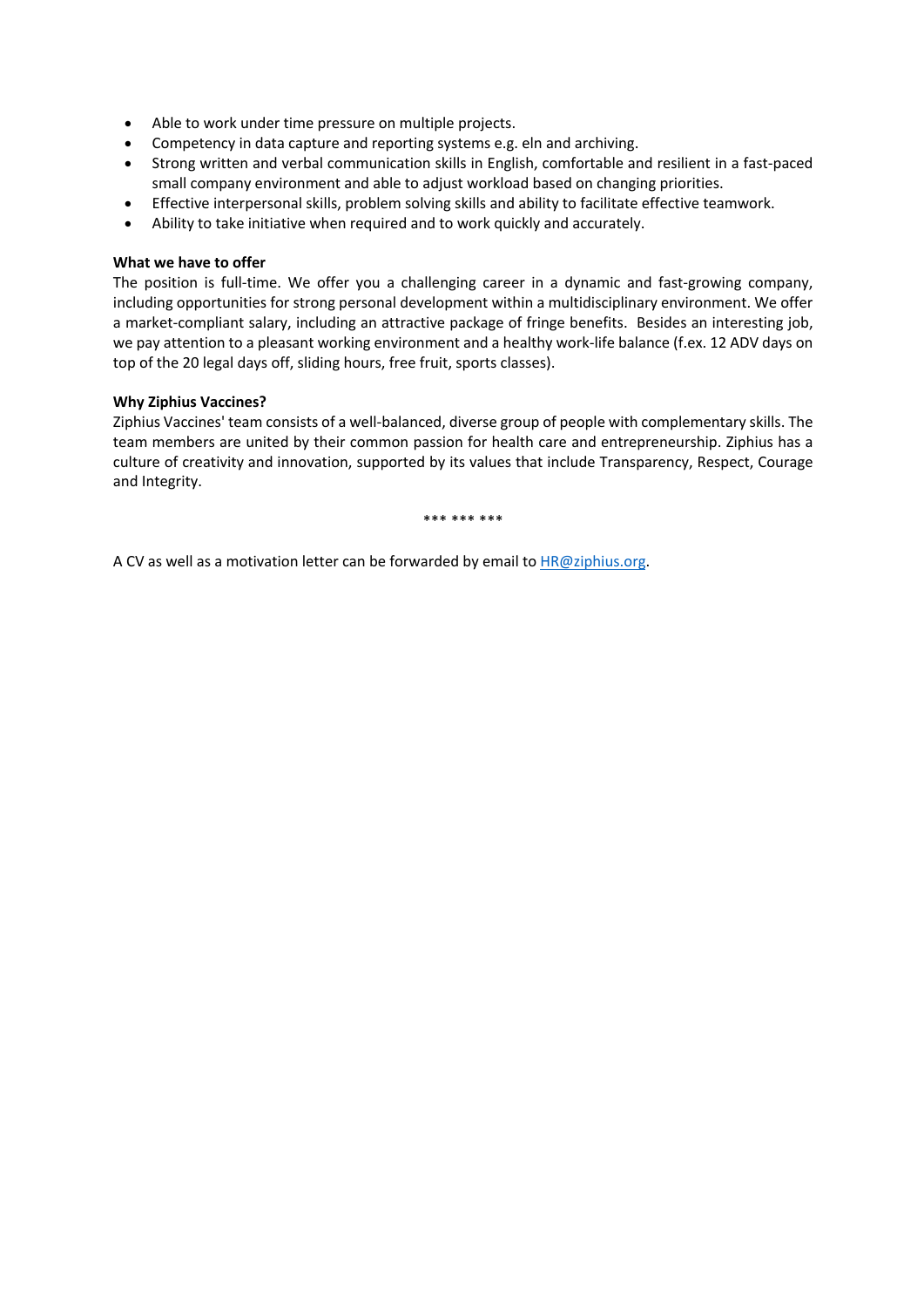- Able to work under time pressure on multiple projects.
- Competency in data capture and reporting systems e.g. eln and archiving.
- Strong written and verbal communication skills in English, comfortable and resilient in a fast-paced small company environment and able to adjust workload based on changing priorities.
- Effective interpersonal skills, problem solving skills and ability to facilitate effective teamwork.
- Ability to take initiative when required and to work quickly and accurately.

**What we have to offer**

The position is full-time. We offer you a challenging career in a dynamic and fast-growing company, including opportunities for strong personal development within a multidisciplinary environment. We offer a market-compliant salary, including an attractive package of fringe benefits. Besides an interesting job, we pay attention to a pleasant working environment and a healthy work-life balance (f.ex. 12 ADV days on top of the 20 legal days off, sliding hours, free fruit, sports classes).

**Why Ziphius Vaccines?**

Ziphius Vaccines' team consists of a well-balanced, diverse group of people with complementary skills. The team members are united by their common passion for health care and entrepreneurship. Ziphius has a culture of creativity and innovation, supported by its values that include Transparency, Respect, Courage and Integrity.

*** *** ***

A CV as well as a motivation letter can be forwarded by email to HR@ziphius.org.